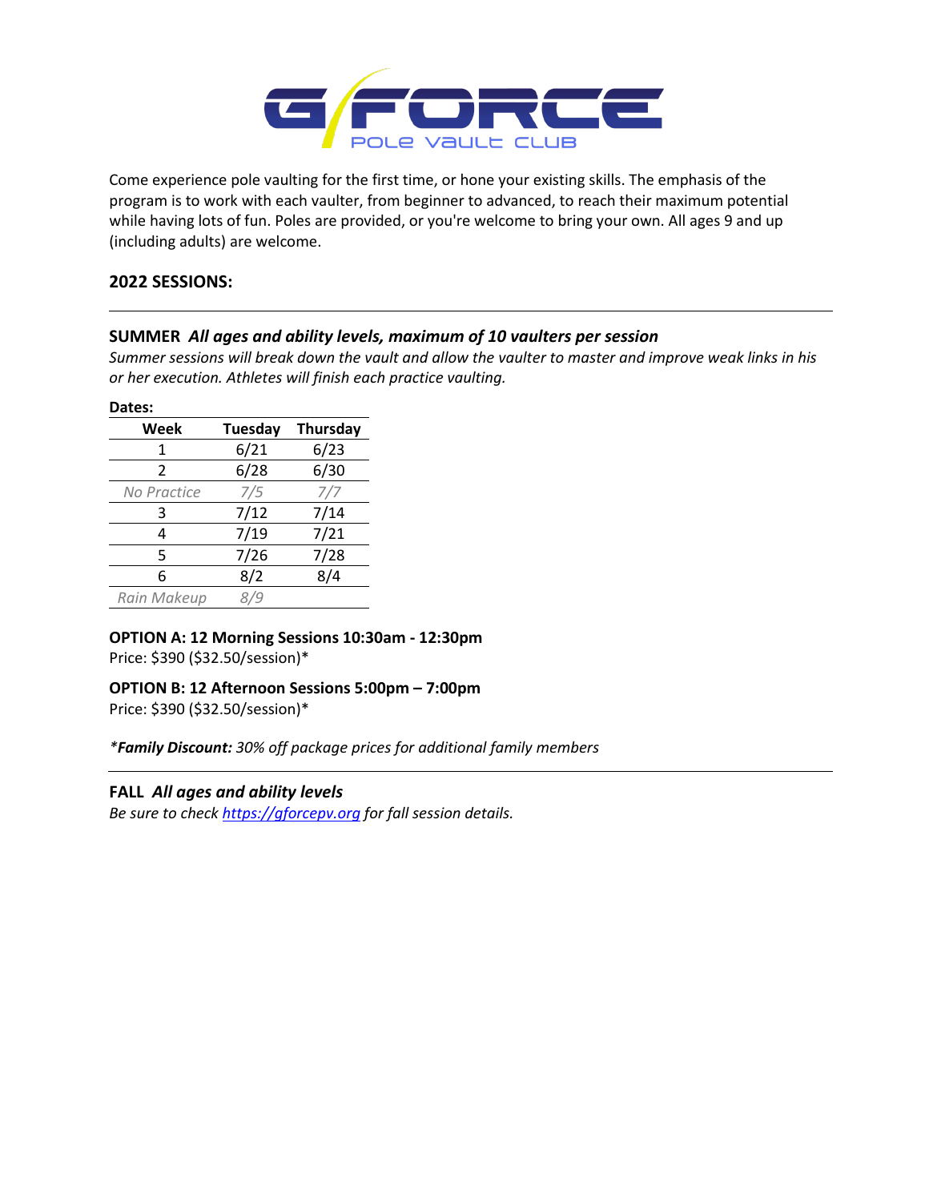# G/FORCE

POLE VAULT CLUB

Come experience pole vaulting for the first time, or hone your existing skills. The emphasis of the program is to work with each vaulter, from beginner to advanced, to reach their maximum potential while having lots of fun. Poles are provided, or you're welcome to bring your own. All ages 9 and up (including adults) are welcome.

## 2022 SESSIONS:

---

### SUMMER *All ages and ability levels, maximum of 10 vaulters per session*

*Summer sessions will break down the vault and allow the vaulter to master and improve weak links in his or her execution. Athletes will finish each practice vaulting.*

**Dates:**

| Week | Tuesday | Thursday |
|---|---|---|
| 1 | 6/21 | 6/23 |
| 2 | 6/28 | 6/30 |
| *No Practice* | *7/5* | *7/7* |
| 3 | 7/12 | 7/14 |
| 4 | 7/19 | 7/21 |
| 5 | 7/26 | 7/28 |
| 6 | 8/2 | 8/4 |
| *Rain Makeup* | *8/9* | |

**OPTION A: 12 Morning Sessions 10:30am - 12:30pm**

Price: $390 ($32.50/session)*

**OPTION B: 12 Afternoon Sessions 5:00pm – 7:00pm**

Price: $390 ($32.50/session)*

**Family Discount:** *30% off package prices for additional family members*

---

### FALL *All ages and ability levels*

*Be sure to check [https://gforcepv.org](https://gforcepv.org) for fall session details.*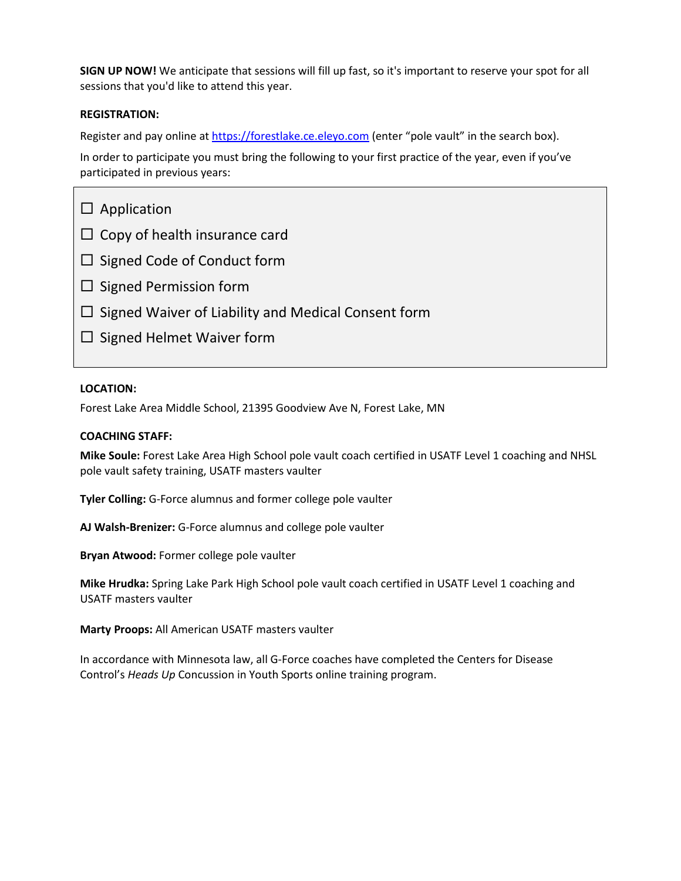**SIGN UP NOW!** We anticipate that sessions will fill up fast, so it's important to reserve your spot for all sessions that you'd like to attend this year.

**REGISTRATION:**

Register and pay online at [https://forestlake.ce.eleyo.com](https://forestlake.ce.eleyo.com) (enter "pole vault" in the search box).

In order to participate you must bring the following to your first practice of the year, even if you've participated in previous years:

- ☐ Application
- ☐ Copy of health insurance card
- ☐ Signed Code of Conduct form
- ☐ Signed Permission form
- ☐ Signed Waiver of Liability and Medical Consent form
- ☐ Signed Helmet Waiver form

**LOCATION:**

Forest Lake Area Middle School, 21395 Goodview Ave N, Forest Lake, MN

**COACHING STAFF:**

**Mike Soule:** Forest Lake Area High School pole vault coach certified in USATF Level 1 coaching and NHSL pole vault safety training, USATF masters vaulter

**Tyler Colling:** G-Force alumnus and former college pole vaulter

**AJ Walsh-Brenizer:** G-Force alumnus and college pole vaulter

**Bryan Atwood:** Former college pole vaulter

**Mike Hrudka:** Spring Lake Park High School pole vault coach certified in USATF Level 1 coaching and USATF masters vaulter

**Marty Proops:** All American USATF masters vaulter

In accordance with Minnesota law, all G-Force coaches have completed the Centers for Disease Control's *Heads Up* Concussion in Youth Sports online training program.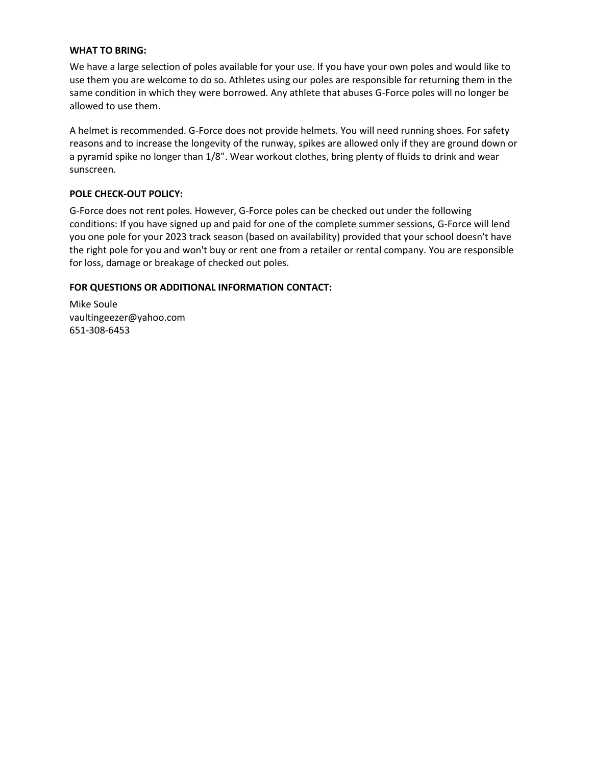**WHAT TO BRING:**

We have a large selection of poles available for your use. If you have your own poles and would like to use them you are welcome to do so. Athletes using our poles are responsible for returning them in the same condition in which they were borrowed. Any athlete that abuses G-Force poles will no longer be allowed to use them.

A helmet is recommended. G-Force does not provide helmets. You will need running shoes. For safety reasons and to increase the longevity of the runway, spikes are allowed only if they are ground down or a pyramid spike no longer than 1/8". Wear workout clothes, bring plenty of fluids to drink and wear sunscreen.

**POLE CHECK-OUT POLICY:**

G-Force does not rent poles. However, G-Force poles can be checked out under the following conditions: If you have signed up and paid for one of the complete summer sessions, G-Force will lend you one pole for your 2023 track season (based on availability) provided that your school doesn't have the right pole for you and won't buy or rent one from a retailer or rental company. You are responsible for loss, damage or breakage of checked out poles.

**FOR QUESTIONS OR ADDITIONAL INFORMATION CONTACT:**

Mike Soule
vaultingeezer@yahoo.com
651-308-6453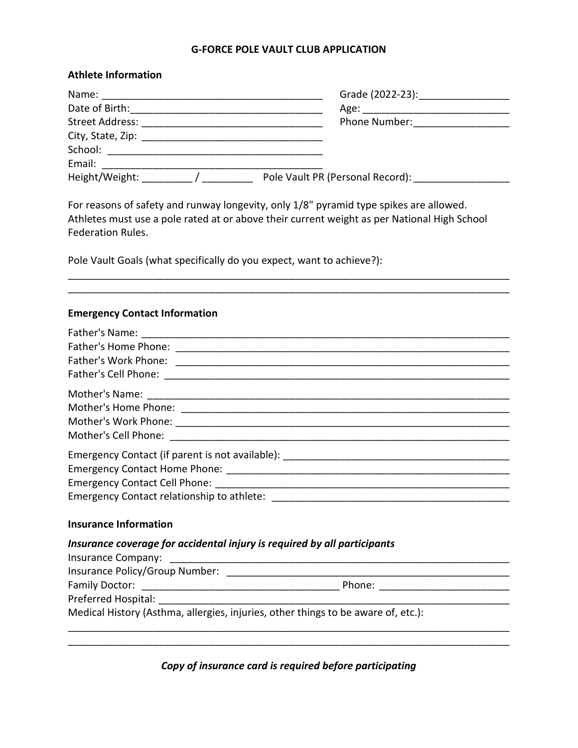# G-FORCE POLE VAULT CLUB APPLICATION

## Athlete Information

Name: ________________________________________ Grade (2022-23):________________

Date of Birth:___________________________________ Age: ___________________________

Street Address: _________________________________ Phone Number:_________________

City, State, Zip: _________________________________

School: ______________________________________

Email: ______________________________________

Height/Weight: _________ / _________ Pole Vault PR (Personal Record): _________________

For reasons of safety and runway longevity, only 1/8" pyramid type spikes are allowed. Athletes must use a pole rated at or above their current weight as per National High School Federation Rules.

Pole Vault Goals (what specifically do you expect, want to achieve?):

_______________________________________________________________________________

_______________________________________________________________________________

## Emergency Contact Information

Father's Name: ____________________________________________________________

Father's Home Phone: _______________________________________________________

Father's Work Phone: _______________________________________________________

Father's Cell Phone: ________________________________________________________

Mother's Name: ____________________________________________________________

Mother's Home Phone: ______________________________________________________

Mother's Work Phone: _______________________________________________________

Mother's Cell Phone: _______________________________________________________

Emergency Contact (if parent is not available): ________________________________________

Emergency Contact Home Phone: _____________________________________________

Emergency Contact Cell Phone: ______________________________________________

Emergency Contact relationship to athlete: __________________________________________

## Insurance Information

***Insurance coverage for accidental injury is required by all participants***

Insurance Company: _________________________________________________________

Insurance Policy/Group Number: ______________________________________________

Family Doctor: ___________________________________ Phone: _______________________

Preferred Hospital: __________________________________________________________

Medical History (Asthma, allergies, injuries, other things to be aware of, etc.):

_______________________________________________________________________________

_______________________________________________________________________________

***Copy of insurance card is required before participating***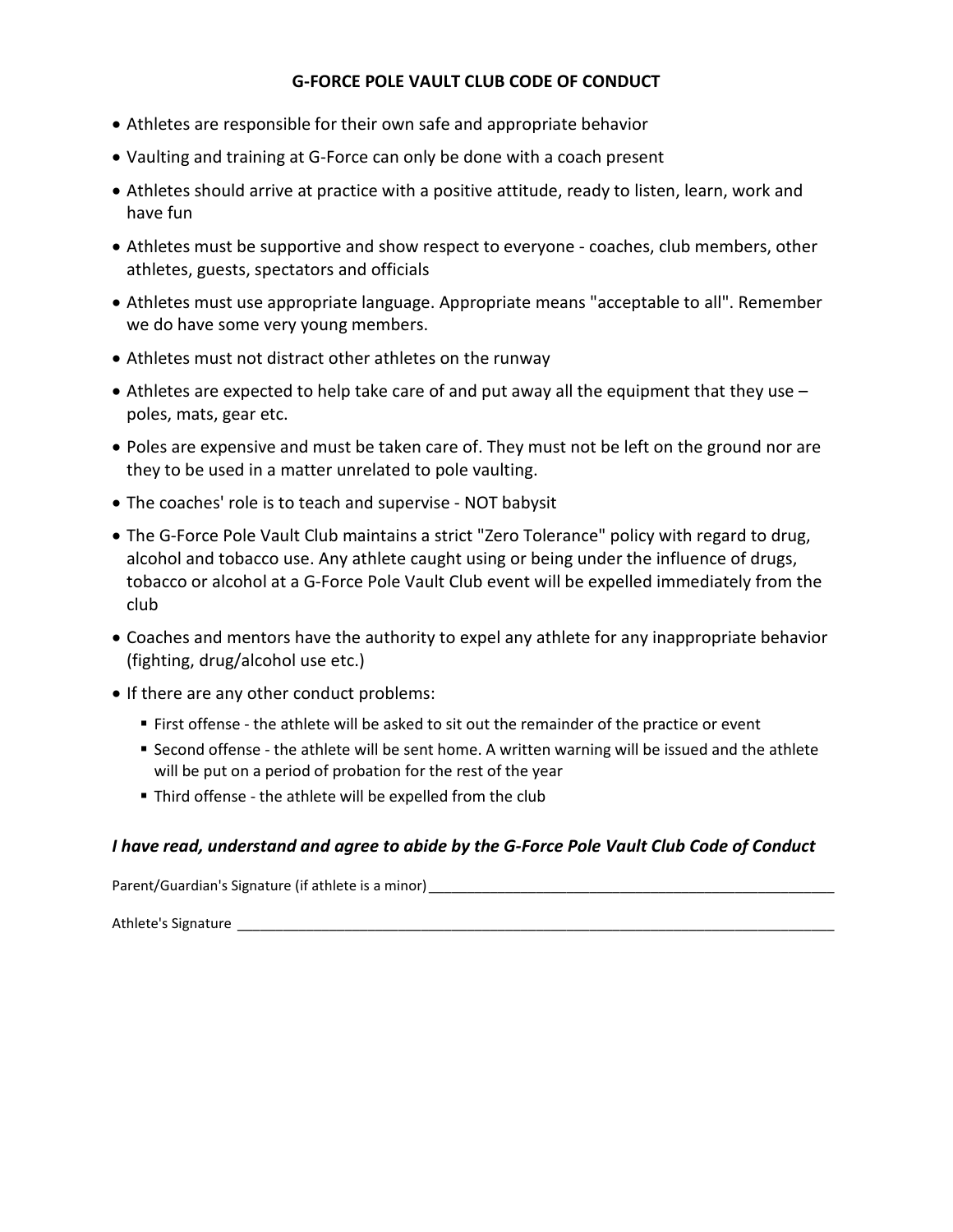# G-FORCE POLE VAULT CLUB CODE OF CONDUCT

- Athletes are responsible for their own safe and appropriate behavior
- Vaulting and training at G-Force can only be done with a coach present
- Athletes should arrive at practice with a positive attitude, ready to listen, learn, work and have fun
- Athletes must be supportive and show respect to everyone - coaches, club members, other athletes, guests, spectators and officials
- Athletes must use appropriate language. Appropriate means "acceptable to all". Remember we do have some very young members.
- Athletes must not distract other athletes on the runway
- Athletes are expected to help take care of and put away all the equipment that they use – poles, mats, gear etc.
- Poles are expensive and must be taken care of. They must not be left on the ground nor are they to be used in a matter unrelated to pole vaulting.
- The coaches' role is to teach and supervise - NOT babysit
- The G-Force Pole Vault Club maintains a strict "Zero Tolerance" policy with regard to drug, alcohol and tobacco use. Any athlete caught using or being under the influence of drugs, tobacco or alcohol at a G-Force Pole Vault Club event will be expelled immediately from the club
- Coaches and mentors have the authority to expel any athlete for any inappropriate behavior (fighting, drug/alcohol use etc.)
- If there are any other conduct problems:
  - First offense - the athlete will be asked to sit out the remainder of the practice or event
  - Second offense - the athlete will be sent home. A written warning will be issued and the athlete will be put on a period of probation for the rest of the year
  - Third offense - the athlete will be expelled from the club

***I have read, understand and agree to abide by the G-Force Pole Vault Club Code of Conduct***

Parent/Guardian's Signature (if athlete is a minor)_______________________________________________

Athlete's Signature ______________________________________________________________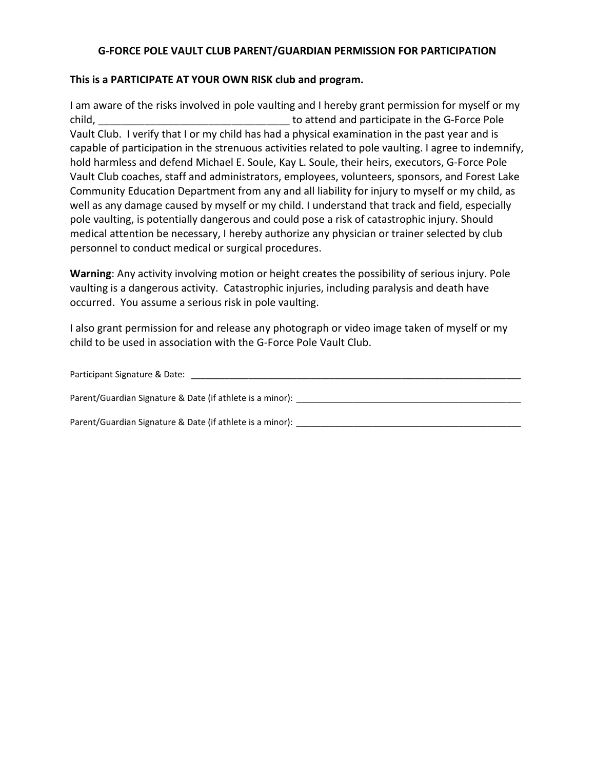## G-FORCE POLE VAULT CLUB PARENT/GUARDIAN PERMISSION FOR PARTICIPATION

**This is a PARTICIPATE AT YOUR OWN RISK club and program.**

I am aware of the risks involved in pole vaulting and I hereby grant permission for myself or my child, _________________________________ to attend and participate in the G-Force Pole Vault Club. I verify that I or my child has had a physical examination in the past year and is capable of participation in the strenuous activities related to pole vaulting. I agree to indemnify, hold harmless and defend Michael E. Soule, Kay L. Soule, their heirs, executors, G-Force Pole Vault Club coaches, staff and administrators, employees, volunteers, sponsors, and Forest Lake Community Education Department from any and all liability for injury to myself or my child, as well as any damage caused by myself or my child. I understand that track and field, especially pole vaulting, is potentially dangerous and could pose a risk of catastrophic injury. Should medical attention be necessary, I hereby authorize any physician or trainer selected by club personnel to conduct medical or surgical procedures.

**Warning**: Any activity involving motion or height creates the possibility of serious injury. Pole vaulting is a dangerous activity. Catastrophic injuries, including paralysis and death have occurred. You assume a serious risk in pole vaulting.

I also grant permission for and release any photograph or video image taken of myself or my child to be used in association with the G-Force Pole Vault Club.

Participant Signature & Date: ____________________________________________________________________

Parent/Guardian Signature & Date (if athlete is a minor): ______________________________________________

Parent/Guardian Signature & Date (if athlete is a minor): ______________________________________________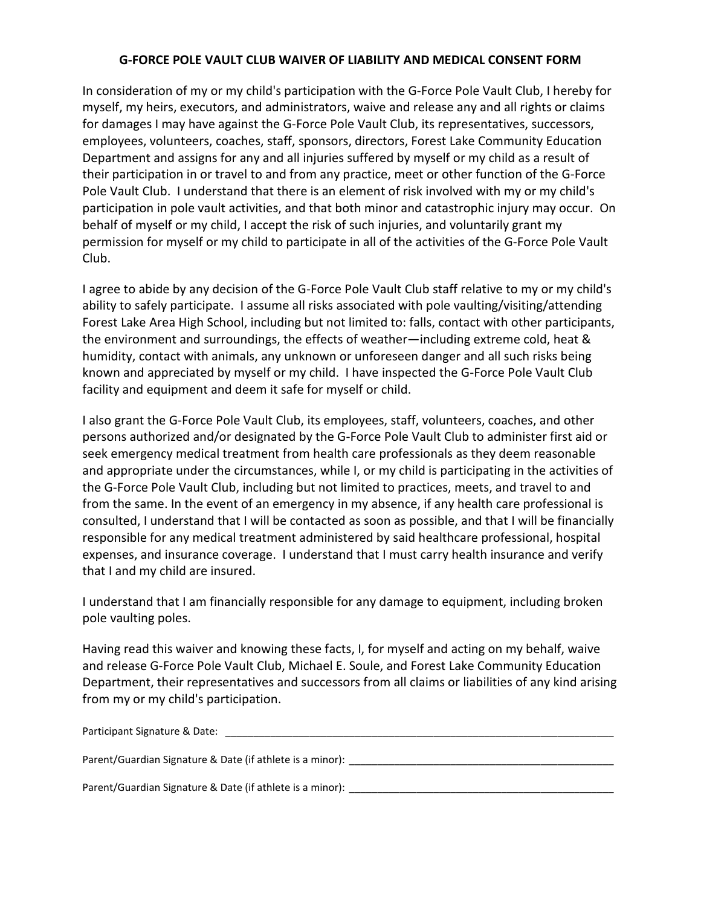**G-FORCE POLE VAULT CLUB WAIVER OF LIABILITY AND MEDICAL CONSENT FORM**

In consideration of my or my child's participation with the G-Force Pole Vault Club, I hereby for myself, my heirs, executors, and administrators, waive and release any and all rights or claims for damages I may have against the G-Force Pole Vault Club, its representatives, successors, employees, volunteers, coaches, staff, sponsors, directors, Forest Lake Community Education Department and assigns for any and all injuries suffered by myself or my child as a result of their participation in or travel to and from any practice, meet or other function of the G-Force Pole Vault Club. I understand that there is an element of risk involved with my or my child's participation in pole vault activities, and that both minor and catastrophic injury may occur. On behalf of myself or my child, I accept the risk of such injuries, and voluntarily grant my permission for myself or my child to participate in all of the activities of the G-Force Pole Vault Club.

I agree to abide by any decision of the G-Force Pole Vault Club staff relative to my or my child's ability to safely participate. I assume all risks associated with pole vaulting/visiting/attending Forest Lake Area High School, including but not limited to: falls, contact with other participants, the environment and surroundings, the effects of weather—including extreme cold, heat & humidity, contact with animals, any unknown or unforeseen danger and all such risks being known and appreciated by myself or my child. I have inspected the G-Force Pole Vault Club facility and equipment and deem it safe for myself or child.

I also grant the G-Force Pole Vault Club, its employees, staff, volunteers, coaches, and other persons authorized and/or designated by the G-Force Pole Vault Club to administer first aid or seek emergency medical treatment from health care professionals as they deem reasonable and appropriate under the circumstances, while I, or my child is participating in the activities of the G-Force Pole Vault Club, including but not limited to practices, meets, and travel to and from the same. In the event of an emergency in my absence, if any health care professional is consulted, I understand that I will be contacted as soon as possible, and that I will be financially responsible for any medical treatment administered by said healthcare professional, hospital expenses, and insurance coverage. I understand that I must carry health insurance and verify that I and my child are insured.

I understand that I am financially responsible for any damage to equipment, including broken pole vaulting poles.

Having read this waiver and knowing these facts, I, for myself and acting on my behalf, waive and release G-Force Pole Vault Club, Michael E. Soule, and Forest Lake Community Education Department, their representatives and successors from all claims or liabilities of any kind arising from my or my child's participation.

Participant Signature & Date: ____________________________________________________________________

Parent/Guardian Signature & Date (if athlete is a minor): _______________________________________________

Parent/Guardian Signature & Date (if athlete is a minor): _______________________________________________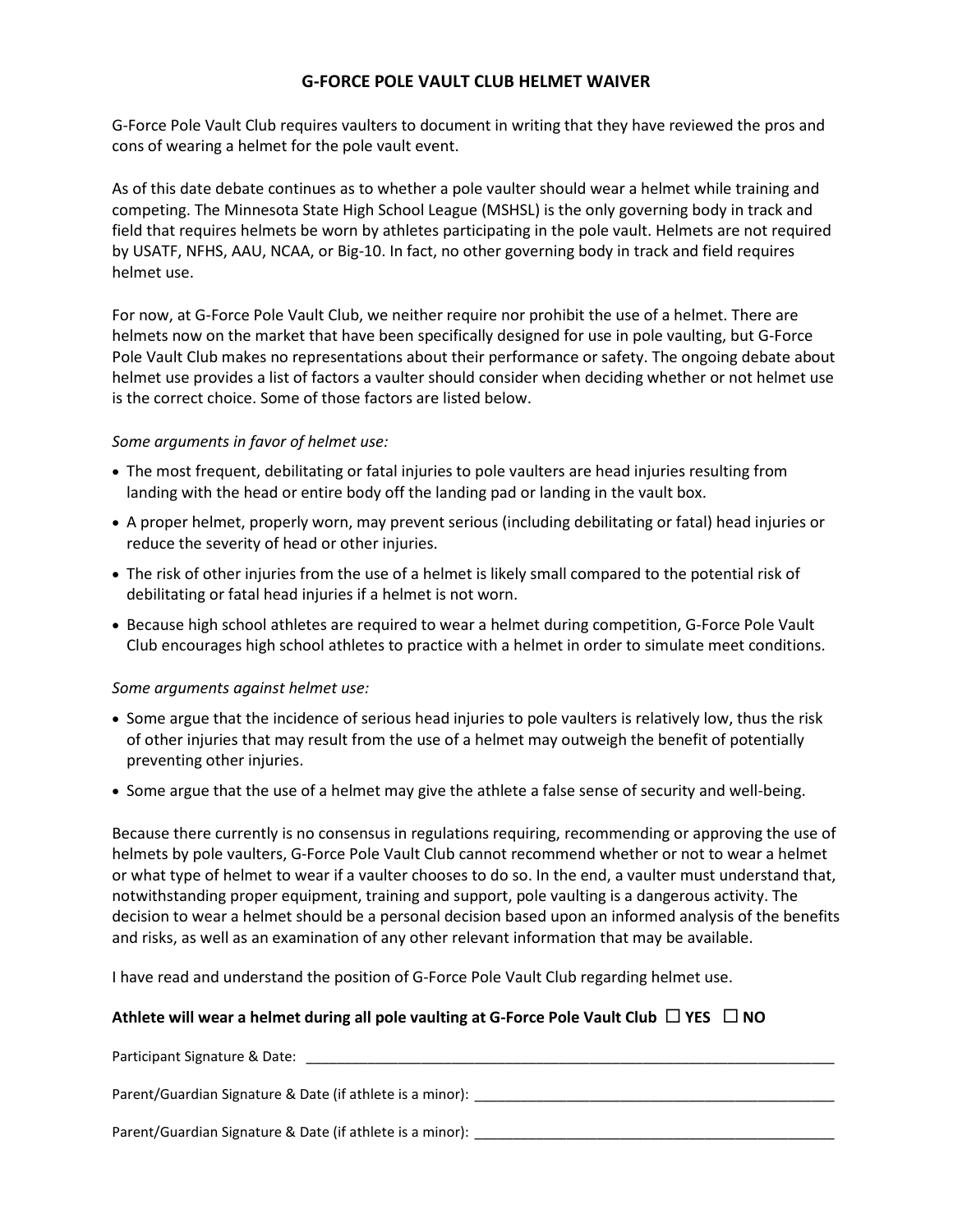# G-FORCE POLE VAULT CLUB HELMET WAIVER

G-Force Pole Vault Club requires vaulters to document in writing that they have reviewed the pros and cons of wearing a helmet for the pole vault event.

As of this date debate continues as to whether a pole vaulter should wear a helmet while training and competing. The Minnesota State High School League (MSHSL) is the only governing body in track and field that requires helmets be worn by athletes participating in the pole vault. Helmets are not required by USATF, NFHS, AAU, NCAA, or Big-10. In fact, no other governing body in track and field requires helmet use.

For now, at G-Force Pole Vault Club, we neither require nor prohibit the use of a helmet. There are helmets now on the market that have been specifically designed for use in pole vaulting, but G-Force Pole Vault Club makes no representations about their performance or safety. The ongoing debate about helmet use provides a list of factors a vaulter should consider when deciding whether or not helmet use is the correct choice. Some of those factors are listed below.

*Some arguments in favor of helmet use:*

- The most frequent, debilitating or fatal injuries to pole vaulters are head injuries resulting from landing with the head or entire body off the landing pad or landing in the vault box.
- A proper helmet, properly worn, may prevent serious (including debilitating or fatal) head injuries or reduce the severity of head or other injuries.
- The risk of other injuries from the use of a helmet is likely small compared to the potential risk of debilitating or fatal head injuries if a helmet is not worn.
- Because high school athletes are required to wear a helmet during competition, G-Force Pole Vault Club encourages high school athletes to practice with a helmet in order to simulate meet conditions.

*Some arguments against helmet use:*

- Some argue that the incidence of serious head injuries to pole vaulters is relatively low, thus the risk of other injuries that may result from the use of a helmet may outweigh the benefit of potentially preventing other injuries.
- Some argue that the use of a helmet may give the athlete a false sense of security and well-being.

Because there currently is no consensus in regulations requiring, recommending or approving the use of helmets by pole vaulters, G-Force Pole Vault Club cannot recommend whether or not to wear a helmet or what type of helmet to wear if a vaulter chooses to do so. In the end, a vaulter must understand that, notwithstanding proper equipment, training and support, pole vaulting is a dangerous activity. The decision to wear a helmet should be a personal decision based upon an informed analysis of the benefits and risks, as well as an examination of any other relevant information that may be available.

I have read and understand the position of G-Force Pole Vault Club regarding helmet use.

**Athlete will wear a helmet during all pole vaulting at G-Force Pole Vault Club ☐ YES ☐ NO**

Participant Signature & Date: ______________________________________________________________________

Parent/Guardian Signature & Date (if athlete is a minor): _______________________________________________

Parent/Guardian Signature & Date (if athlete is a minor): _______________________________________________